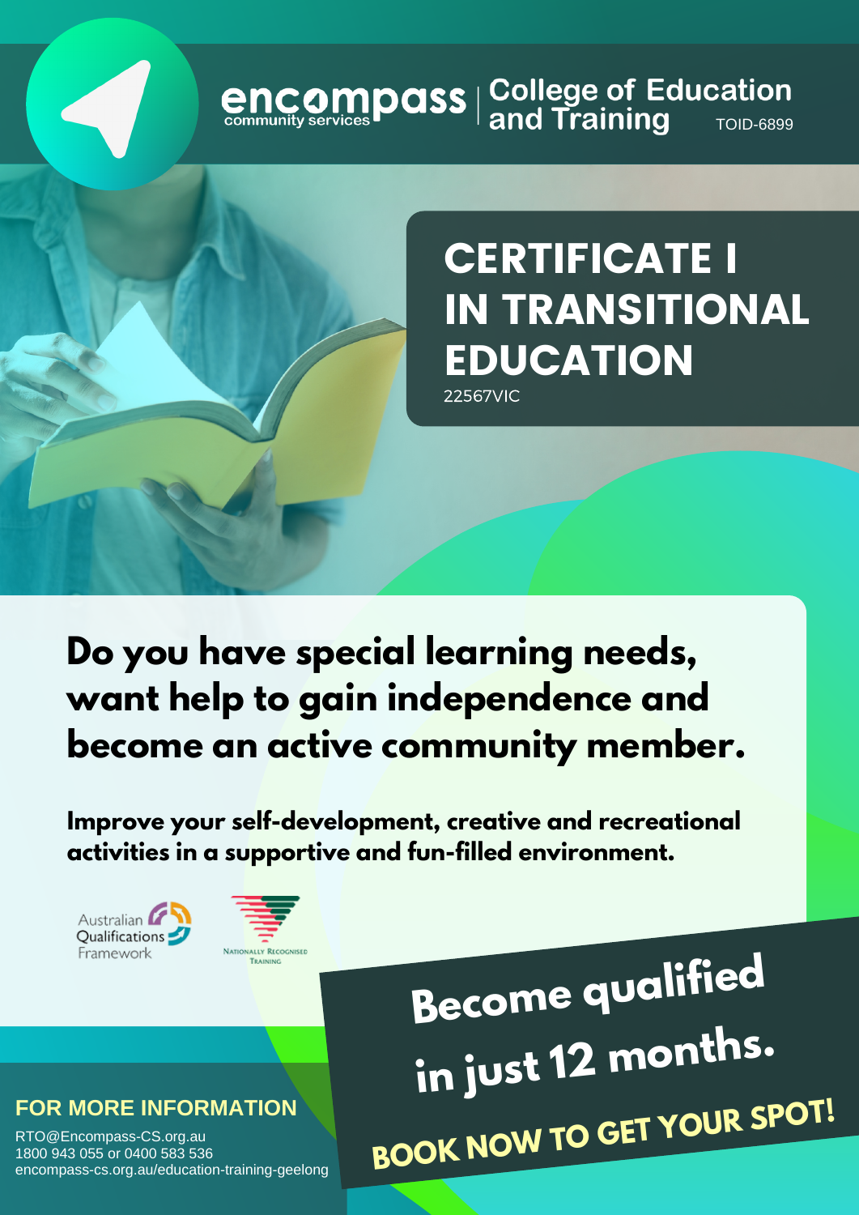encompass community services | College of Education and Training TOID-6899

# CERTIFICATE I IN TRANSITIONAL EDUCATION

22567VIC

## Do you have special learning needs, want help to gain independence and become an active community member.

**Improve your self-development, creative and recreational activities in a supportive and fun-filled environment.**

Australian Qualifications Framework

Nationally Recognised Training

**Become qualified in just 12 months.**

**BOOK NOW TO GET YOUR SPOT!**

### FOR MORE INFORMATION

RTO@Encompass-CS.org.au
1800 943 055 or 0400 583 536
encompass-cs.org.au/education-training-geelong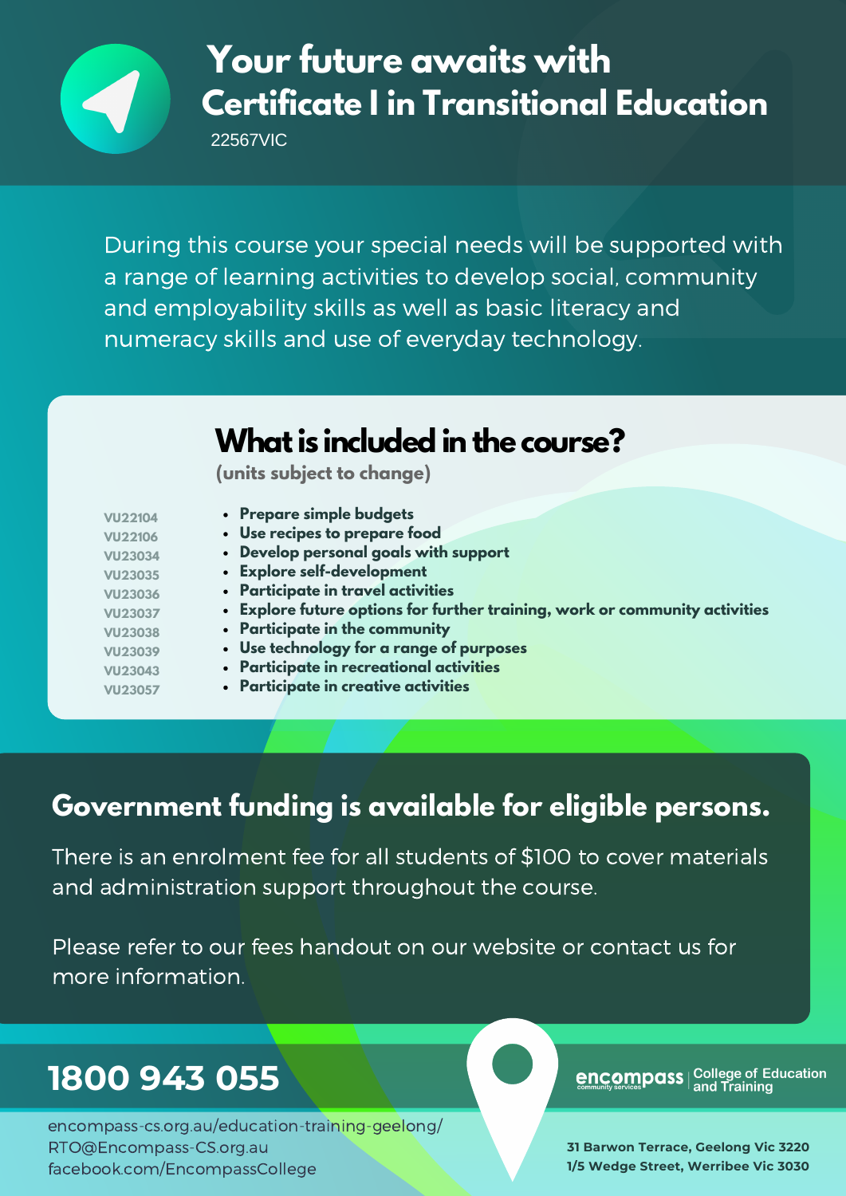# Your future awaits with Certificate I in Transitional Education

22567VIC

During this course your special needs will be supported with a range of learning activities to develop social, community and employability skills as well as basic literacy and numeracy skills and use of everyday technology.

## What is included in the course?

(units subject to change)

| | |
|---|---|
| VU22104 | Prepare simple budgets |
| VU22106 | Use recipes to prepare food |
| VU23034 | Develop personal goals with support |
| VU23035 | Explore self-development |
| VU23036 | Participate in travel activities |
| VU23037 | Explore future options for further training, work or community activities |
| VU23038 | Participate in the community |
| VU23039 | Use technology for a range of purposes |
| VU23043 | Participate in recreational activities |
| VU23057 | Participate in creative activities |

## Government funding is available for eligible persons.

There is an enrolment fee for all students of $100 to cover materials and administration support throughout the course.

Please refer to our fees handout on our website or contact us for more information.

**1800 943 055**

encompass-cs.org.au/education-training-geelong/
RTO@Encompass-CS.org.au
facebook.com/EncompassCollege

encompass community services | College of Education and Training

**31 Barwon Terrace, Geelong Vic 3220**
**1/5 Wedge Street, Werribee Vic 3030**